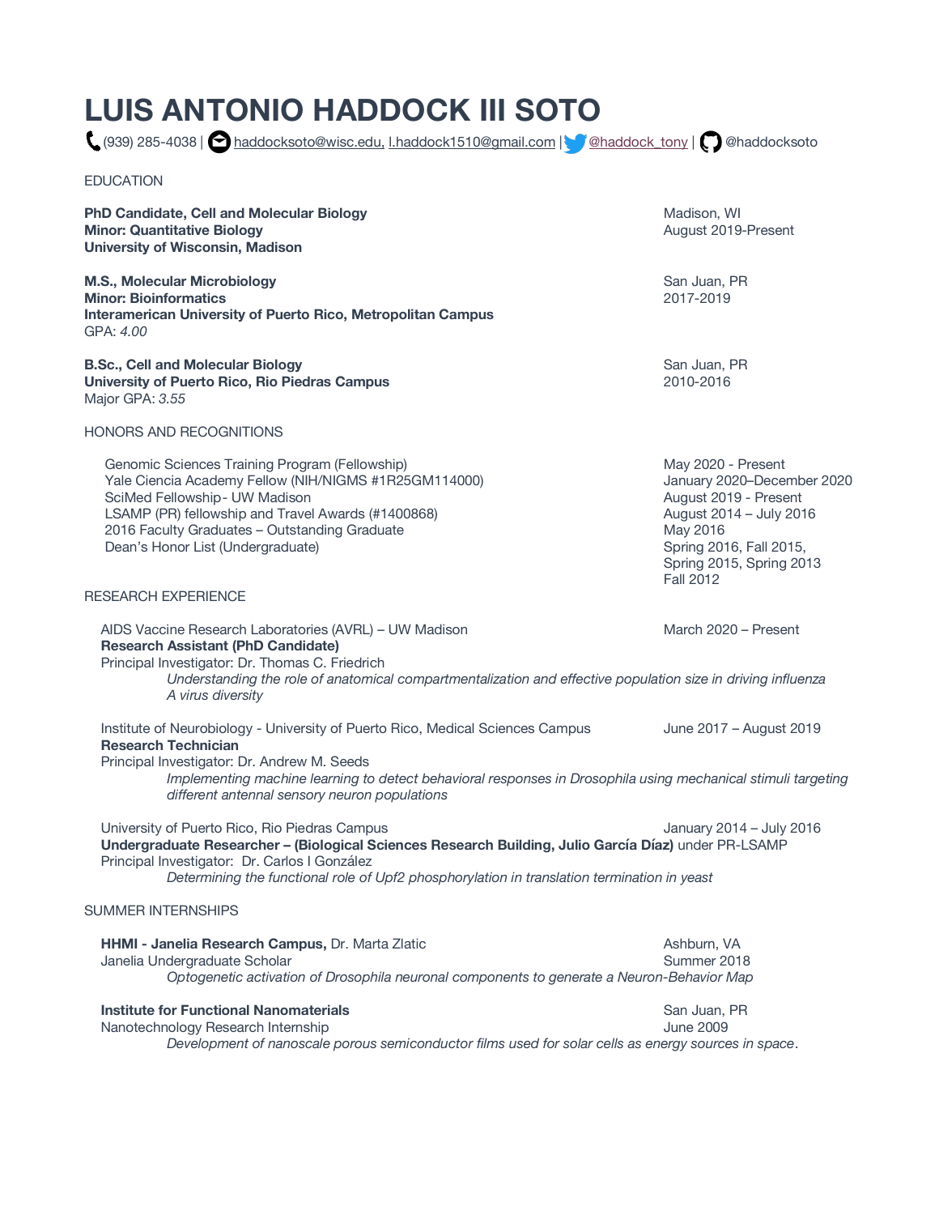# LUIS ANTONIO HADDOCK III SOTO

(939) 285-4038 | haddocksoto@wisc.edu, l.haddock1510@gmail.com | @haddock_tony | @haddocksoto

## EDUCATION

**PhD Candidate, Cell and Molecular Biology** — Madison, WI
**Minor: Quantitative Biology** — August 2019-Present
**University of Wisconsin, Madison**

**M.S., Molecular Microbiology** — San Juan, PR
**Minor: Bioinformatics** — 2017-2019
**Interamerican University of Puerto Rico, Metropolitan Campus**
GPA: *4.00*

**B.Sc., Cell and Molecular Biology** — San Juan, PR
**University of Puerto Rico, Rio Piedras Campus** — 2010-2016
Major GPA: *3.55*

## HONORS AND RECOGNITIONS

- Genomic Sciences Training Program (Fellowship) — May 2020 - Present
- Yale Ciencia Academy Fellow (NIH/NIGMS #1R25GM114000) — January 2020–December 2020
- SciMed Fellowship- UW Madison — August 2019 - Present
- LSAMP (PR) fellowship and Travel Awards (#1400868) — August 2014 – July 2016
- 2016 Faculty Graduates – Outstanding Graduate — May 2016
- Dean's Honor List (Undergraduate) — Spring 2016, Fall 2015, Spring 2015, Spring 2013, Fall 2012

## RESEARCH EXPERIENCE

AIDS Vaccine Research Laboratories (AVRL) – UW Madison — March 2020 – Present
**Research Assistant (PhD Candidate)**
Principal Investigator: Dr. Thomas C. Friedrich
*Understanding the role of anatomical compartmentalization and effective population size in driving influenza A virus diversity*

Institute of Neurobiology - University of Puerto Rico, Medical Sciences Campus — June 2017 – August 2019
**Research Technician**
Principal Investigator: Dr. Andrew M. Seeds
*Implementing machine learning to detect behavioral responses in Drosophila using mechanical stimuli targeting different antennal sensory neuron populations*

University of Puerto Rico, Rio Piedras Campus — January 2014 – July 2016
**Undergraduate Researcher – (Biological Sciences Research Building, Julio García Díaz)** under PR-LSAMP
Principal Investigator: Dr. Carlos I González
*Determining the functional role of Upf2 phosphorylation in translation termination in yeast*

## SUMMER INTERNSHIPS

**HHMI - Janelia Research Campus,** Dr. Marta Zlatic — Ashburn, VA
Janelia Undergraduate Scholar — Summer 2018
*Optogenetic activation of Drosophila neuronal components to generate a Neuron-Behavior Map*

**Institute for Functional Nanomaterials** — San Juan, PR
Nanotechnology Research Internship — June 2009
*Development of nanoscale porous semiconductor films used for solar cells as energy sources in space*.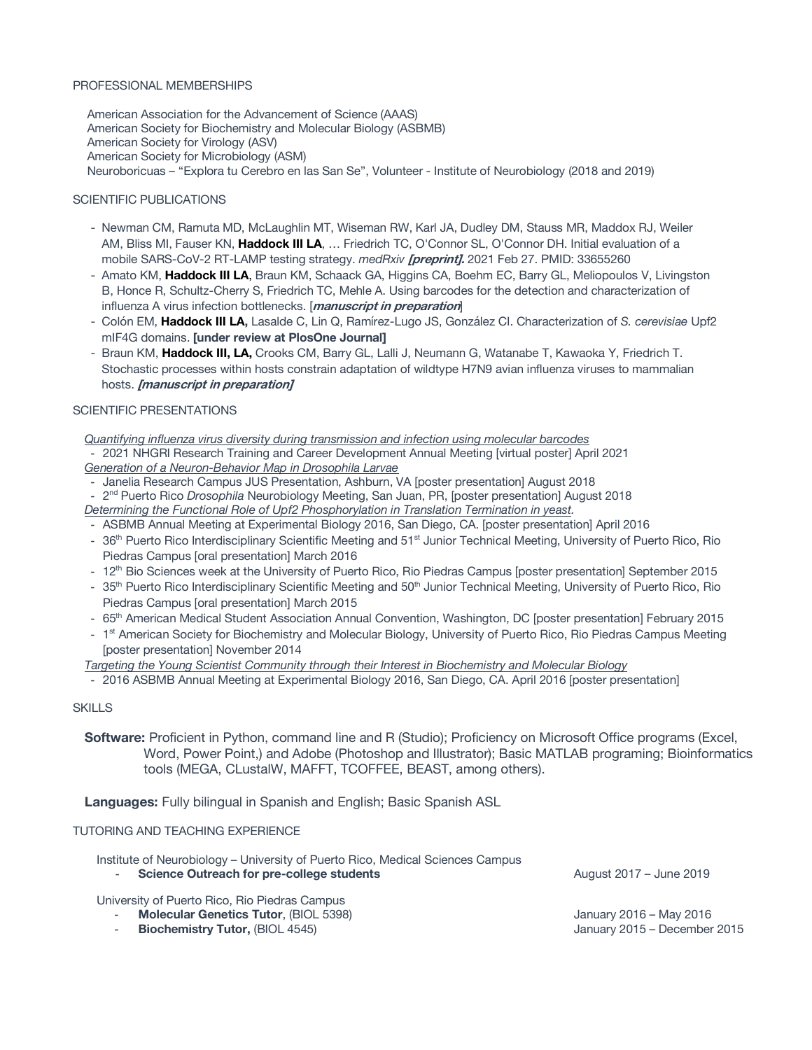## PROFESSIONAL MEMBERSHIPS

American Association for the Advancement of Science (AAAS)
American Society for Biochemistry and Molecular Biology (ASBMB)
American Society for Virology (ASV)
American Society for Microbiology (ASM)
Neuroboricuas – "Explora tu Cerebro en las San Se", Volunteer - Institute of Neurobiology (2018 and 2019)

## SCIENTIFIC PUBLICATIONS

- Newman CM, Ramuta MD, McLaughlin MT, Wiseman RW, Karl JA, Dudley DM, Stauss MR, Maddox RJ, Weiler AM, Bliss MI, Fauser KN, **Haddock III LA**, … Friedrich TC, O'Connor SL, O'Connor DH. Initial evaluation of a mobile SARS-CoV-2 RT-LAMP testing strategy. *medRxiv* ***[preprint].*** 2021 Feb 27. PMID: 33655260
- Amato KM, **Haddock III LA**, Braun KM, Schaack GA, Higgins CA, Boehm EC, Barry GL, Meliopoulos V, Livingston B, Honce R, Schultz-Cherry S, Friedrich TC, Mehle A. Using barcodes for the detection and characterization of influenza A virus infection bottlenecks. [***manuscript in preparation***]
- Colón EM, **Haddock III LA,** Lasalde C, Lin Q, Ramírez-Lugo JS, González CI. Characterization of *S. cerevisiae* Upf2 mIF4G domains. **[under review at PlosOne Journal]**
- Braun KM, **Haddock III, LA,** Crooks CM, Barry GL, Lalli J, Neumann G, Watanabe T, Kawaoka Y, Friedrich T. Stochastic processes within hosts constrain adaptation of wildtype H7N9 avian influenza viruses to mammalian hosts. ***[manuscript in preparation]***

## SCIENTIFIC PRESENTATIONS

*Quantifying influenza virus diversity during transmission and infection using molecular barcodes*
- 2021 NHGRI Research Training and Career Development Annual Meeting [virtual poster] April 2021

*Generation of a Neuron-Behavior Map in Drosophila Larvae*
- Janelia Research Campus JUS Presentation, Ashburn, VA [poster presentation] August 2018
- 2nd Puerto Rico *Drosophila* Neurobiology Meeting, San Juan, PR, [poster presentation] August 2018

*Determining the Functional Role of Upf2 Phosphorylation in Translation Termination in yeast.*
- ASBMB Annual Meeting at Experimental Biology 2016, San Diego, CA. [poster presentation] April 2016
- 36th Puerto Rico Interdisciplinary Scientific Meeting and 51st Junior Technical Meeting, University of Puerto Rico, Rio Piedras Campus [oral presentation] March 2016
- 12th Bio Sciences week at the University of Puerto Rico, Rio Piedras Campus [poster presentation] September 2015
- 35th Puerto Rico Interdisciplinary Scientific Meeting and 50th Junior Technical Meeting, University of Puerto Rico, Rio Piedras Campus [oral presentation] March 2015
- 65th American Medical Student Association Annual Convention, Washington, DC [poster presentation] February 2015
- 1st American Society for Biochemistry and Molecular Biology, University of Puerto Rico, Rio Piedras Campus Meeting [poster presentation] November 2014

*Targeting the Young Scientist Community through their Interest in Biochemistry and Molecular Biology*
- 2016 ASBMB Annual Meeting at Experimental Biology 2016, San Diego, CA. April 2016 [poster presentation]

## SKILLS

**Software:** Proficient in Python, command line and R (Studio); Proficiency on Microsoft Office programs (Excel, Word, Power Point,) and Adobe (Photoshop and Illustrator); Basic MATLAB programing; Bioinformatics tools (MEGA, CLustalW, MAFFT, TCOFFEE, BEAST, among others).

**Languages:** Fully bilingual in Spanish and English; Basic Spanish ASL

## TUTORING AND TEACHING EXPERIENCE

Institute of Neurobiology – University of Puerto Rico, Medical Sciences Campus
- **Science Outreach for pre-college students** — August 2017 – June 2019

University of Puerto Rico, Rio Piedras Campus
- **Molecular Genetics Tutor**, (BIOL 5398) — January 2016 – May 2016
- **Biochemistry Tutor,** (BIOL 4545) — January 2015 – December 2015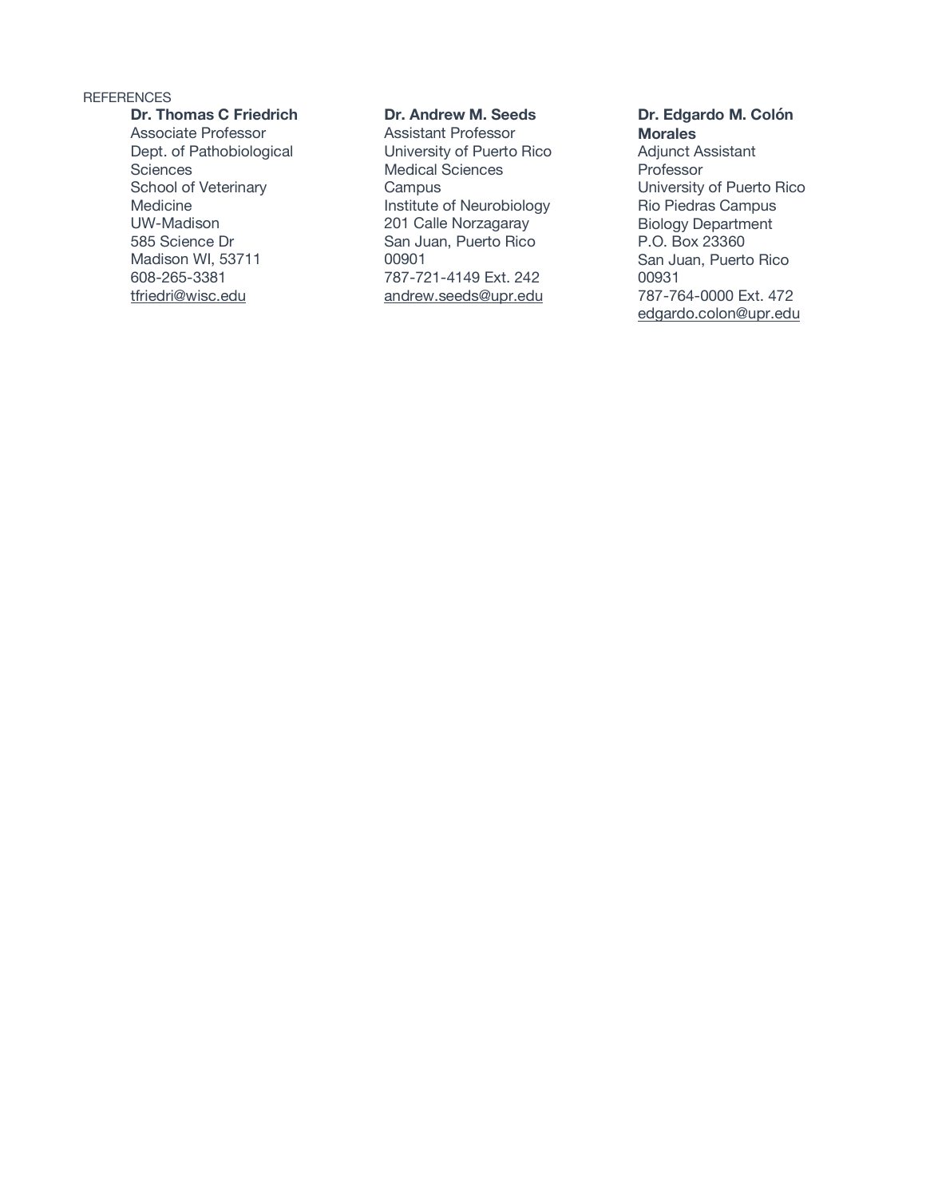REFERENCES

**Dr. Thomas C Friedrich**
Associate Professor
Dept. of Pathobiological Sciences
School of Veterinary Medicine
UW-Madison
585 Science Dr
Madison WI, 53711
608-265-3381
tfriedri@wisc.edu

**Dr. Andrew M. Seeds**
Assistant Professor
University of Puerto Rico Medical Sciences Campus
Institute of Neurobiology
201 Calle Norzagaray
San Juan, Puerto Rico 00901
787-721-4149 Ext. 242
andrew.seeds@upr.edu

**Dr. Edgardo M. Colón Morales**
Adjunct Assistant Professor
University of Puerto Rico Rio Piedras Campus
Biology Department
P.O. Box 23360
San Juan, Puerto Rico 00931
787-764-0000 Ext. 472
edgardo.colon@upr.edu